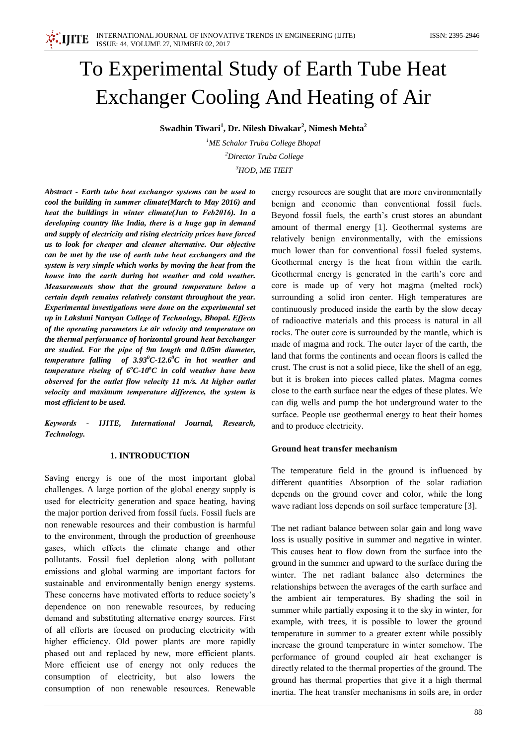# To Experimental Study of Earth Tube Heat Exchanger Cooling And Heating of Air

**Swadhin Tiwari[1], Dr. Nilesh Diwakar[2], Nimesh Mehta[2]**

[1]*ME Schalor Truba College Bhopal*

[2]*Director Truba College*

[3]*HOD, ME TIEIT*

***Abstract - Earth tube heat exchanger systems can be used to cool the building in summer climate(March to May 2016) and heat the buildings in winter climate(Jun to Feb2016). In a developing country like India, there is a huge gap in demand and supply of electricity and rising electricity prices have forced us to look for cheaper and cleaner alternative. Our objective can be met by the use of earth tube heat exchangers and the system is very simple which works by moving the heat from the house into the earth during hot weather and cold weather. Measurements show that the ground temperature below a certain depth remains relatively constant throughout the year. Experimental investigations were done on the experimental set up in Lakshmi Narayan College of Technology, Bhopal. Effects of the operating parameters i.e air velocity and temperature on the thermal performance of horizontal ground heat bexchanger are studied. For the pipe of 9m length and 0.05m diameter, temperature falling of $3.93^0C$-$12.6^0C$ in hot weather and temperature riseing of $6^oC$-$10^oC$ in cold weather have been observed for the outlet flow velocity 11 m/s. At higher outlet velocity and maximum temperature difference, the system is most efficient to be used.***

***Keywords - IJITE, International Journal, Research, Technology.***

## 1. INTRODUCTION

Saving energy is one of the most important global challenges. A large portion of the global energy supply is used for electricity generation and space heating, having the major portion derived from fossil fuels. Fossil fuels are non renewable resources and their combustion is harmful to the environment, through the production of greenhouse gases, which effects the climate change and other pollutants. Fossil fuel depletion along with pollutant emissions and global warming are important factors for sustainable and environmentally benign energy systems. These concerns have motivated efforts to reduce society's dependence on non renewable resources, by reducing demand and substituting alternative energy sources. First of all efforts are focused on producing electricity with higher efficiency. Old power plants are more rapidly phased out and replaced by new, more efficient plants. More efficient use of energy not only reduces the consumption of electricity, but also lowers the consumption of non renewable resources. Renewable energy resources are sought that are more environmentally benign and economic than conventional fossil fuels. Beyond fossil fuels, the earth's crust stores an abundant amount of thermal energy [1]. Geothermal systems are relatively benign environmentally, with the emissions much lower than for conventional fossil fueled systems. Geothermal energy is the heat from within the earth. Geothermal energy is generated in the earth's core and core is made up of very hot magma (melted rock) surrounding a solid iron center. High temperatures are continuously produced inside the earth by the slow decay of radioactive materials and this process is natural in all rocks. The outer core is surrounded by the mantle, which is made of magma and rock. The outer layer of the earth, the land that forms the continents and ocean floors is called the crust. The crust is not a solid piece, like the shell of an egg, but it is broken into pieces called plates. Magma comes close to the earth surface near the edges of these plates. We can dig wells and pump the hot underground water to the surface. People use geothermal energy to heat their homes and to produce electricity.

**Ground heat transfer mechanism**

The temperature field in the ground is influenced by different quantities Absorption of the solar radiation depends on the ground cover and color, while the long wave radiant loss depends on soil surface temperature [3].

The net radiant balance between solar gain and long wave loss is usually positive in summer and negative in winter. This causes heat to flow down from the surface into the ground in the summer and upward to the surface during the winter. The net radiant balance also determines the relationships between the averages of the earth surface and the ambient air temperatures. By shading the soil in summer while partially exposing it to the sky in winter, for example, with trees, it is possible to lower the ground temperature in summer to a greater extent while possibly increase the ground temperature in winter somehow. The performance of ground coupled air heat exchanger is directly related to the thermal properties of the ground. The ground has thermal properties that give it a high thermal inertia. The heat transfer mechanisms in soils are, in order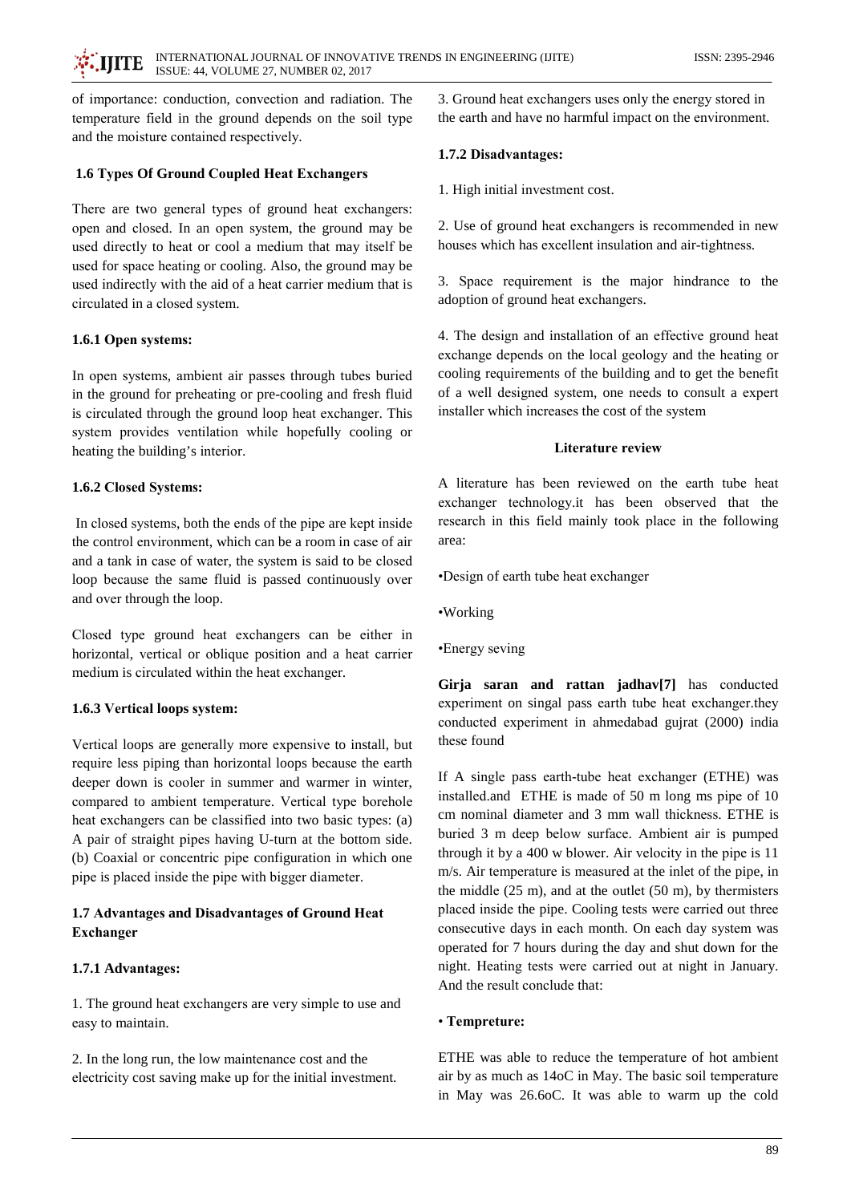of importance: conduction, convection and radiation. The temperature field in the ground depends on the soil type and the moisture contained respectively.

### 1.6 Types Of Ground Coupled Heat Exchangers

There are two general types of ground heat exchangers: open and closed. In an open system, the ground may be used directly to heat or cool a medium that may itself be used for space heating or cooling. Also, the ground may be used indirectly with the aid of a heat carrier medium that is circulated in a closed system.

#### 1.6.1 Open systems:

In open systems, ambient air passes through tubes buried in the ground for preheating or pre-cooling and fresh fluid is circulated through the ground loop heat exchanger. This system provides ventilation while hopefully cooling or heating the building's interior.

#### 1.6.2 Closed Systems:

In closed systems, both the ends of the pipe are kept inside the control environment, which can be a room in case of air and a tank in case of water, the system is said to be closed loop because the same fluid is passed continuously over and over through the loop.

Closed type ground heat exchangers can be either in horizontal, vertical or oblique position and a heat carrier medium is circulated within the heat exchanger.

#### 1.6.3 Vertical loops system:

Vertical loops are generally more expensive to install, but require less piping than horizontal loops because the earth deeper down is cooler in summer and warmer in winter, compared to ambient temperature. Vertical type borehole heat exchangers can be classified into two basic types: (a) A pair of straight pipes having U-turn at the bottom side. (b) Coaxial or concentric pipe configuration in which one pipe is placed inside the pipe with bigger diameter.

### 1.7 Advantages and Disadvantages of Ground Heat Exchanger

#### 1.7.1 Advantages:

1. The ground heat exchangers are very simple to use and easy to maintain.

2. In the long run, the low maintenance cost and the electricity cost saving make up for the initial investment.

3. Ground heat exchangers uses only the energy stored in the earth and have no harmful impact on the environment.

#### 1.7.2 Disadvantages:

1. High initial investment cost.

2. Use of ground heat exchangers is recommended in new houses which has excellent insulation and air-tightness.

3. Space requirement is the major hindrance to the adoption of ground heat exchangers.

4. The design and installation of an effective ground heat exchange depends on the local geology and the heating or cooling requirements of the building and to get the benefit of a well designed system, one needs to consult a expert installer which increases the cost of the system

### Literature review

A literature has been reviewed on the earth tube heat exchanger technology.it has been observed that the research in this field mainly took place in the following area:

•Design of earth tube heat exchanger

•Working

•Energy seving

**Girja saran and rattan jadhav[7]** has conducted experiment on singal pass earth tube heat exchanger.they conducted experiment in ahmedabad gujrat (2000) india these found

If A single pass earth-tube heat exchanger (ETHE) was installed.and ETHE is made of 50 m long ms pipe of 10 cm nominal diameter and 3 mm wall thickness. ETHE is buried 3 m deep below surface. Ambient air is pumped through it by a 400 w blower. Air velocity in the pipe is 11 m/s. Air temperature is measured at the inlet of the pipe, in the middle (25 m), and at the outlet (50 m), by thermisters placed inside the pipe. Cooling tests were carried out three consecutive days in each month. On each day system was operated for 7 hours during the day and shut down for the night. Heating tests were carried out at night in January. And the result conclude that:

• **Tempreture:**

ETHE was able to reduce the temperature of hot ambient air by as much as 14oC in May. The basic soil temperature in May was 26.6oC. It was able to warm up the cold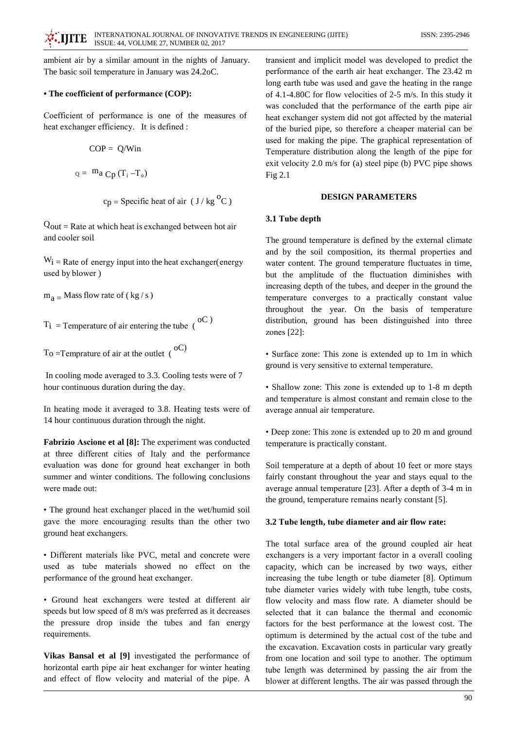ambient air by a similar amount in the nights of January. The basic soil temperature in January was 24.2oC.

**• The coefficient of performance (COP):**

Coefficient of performance is one of the measures of heat exchanger efficiency. It is defined :

$$COP = Q/W_{in}$$

$$Q = m_a C_p (T_i - T_o)$$

$c_p$ = Specific heat of air ( $J / kg\ ^oC$ )

$Q_{out}$ = Rate at which heat is exchanged between hot air and cooler soil

$W_i$ = Rate of energy input into the heat exchanger(energy used by blower )

$m_a$ = Mass flow rate of ( kg / s )

$T_i$ = Temperature of air entering the tube ( $^oC$ )

$T_o$ =Temprature of air at the outlet ( $^oC$)

In cooling mode averaged to 3.3. Cooling tests were of 7 hour continuous duration during the day.

In heating mode it averaged to 3.8. Heating tests were of 14 hour continuous duration through the night.

**Fabrizio Ascione et al [8]:** The experiment was conducted at three different cities of Italy and the performance evaluation was done for ground heat exchanger in both summer and winter conditions. The following conclusions were made out:

• The ground heat exchanger placed in the wet/humid soil gave the more encouraging results than the other two ground heat exchangers.

• Different materials like PVC, metal and concrete were used as tube materials showed no effect on the performance of the ground heat exchanger.

• Ground heat exchangers were tested at different air speeds but low speed of 8 m/s was preferred as it decreases the pressure drop inside the tubes and fan energy requirements.

**Vikas Bansal et al [9]** investigated the performance of horizontal earth pipe air heat exchanger for winter heating and effect of flow velocity and material of the pipe. A transient and implicit model was developed to predict the performance of the earth air heat exchanger. The 23.42 m long earth tube was used and gave the heating in the range of 4.1-4.80C for flow velocities of 2-5 m/s. In this study it was concluded that the performance of the earth pipe air heat exchanger system did not got affected by the material of the buried pipe, so therefore a cheaper material can be used for making the pipe. The graphical representation of Temperature distribution along the length of the pipe for exit velocity 2.0 m/s for (a) steel pipe (b) PVC pipe shows Fig 2.1

## DESIGN PARAMETERS

### 3.1 Tube depth

The ground temperature is defined by the external climate and by the soil composition, its thermal properties and water content. The ground temperature fluctuates in time, but the amplitude of the fluctuation diminishes with increasing depth of the tubes, and deeper in the ground the temperature converges to a practically constant value throughout the year. On the basis of temperature distribution, ground has been distinguished into three zones [22]:

• Surface zone: This zone is extended up to 1m in which ground is very sensitive to external temperature.

• Shallow zone: This zone is extended up to 1-8 m depth and temperature is almost constant and remain close to the average annual air temperature.

• Deep zone: This zone is extended up to 20 m and ground temperature is practically constant.

Soil temperature at a depth of about 10 feet or more stays fairly constant throughout the year and stays equal to the average annual temperature [23]. After a depth of 3-4 m in the ground, temperature remains nearly constant [5].

### 3.2 Tube length, tube diameter and air flow rate:

The total surface area of the ground coupled air heat exchangers is a very important factor in a overall cooling capacity, which can be increased by two ways, either increasing the tube length or tube diameter [8]. Optimum tube diameter varies widely with tube length, tube costs, flow velocity and mass flow rate. A diameter should be selected that it can balance the thermal and economic factors for the best performance at the lowest cost. The optimum is determined by the actual cost of the tube and the excavation. Excavation costs in particular vary greatly from one location and soil type to another. The optimum tube length was determined by passing the air from the blower at different lengths. The air was passed through the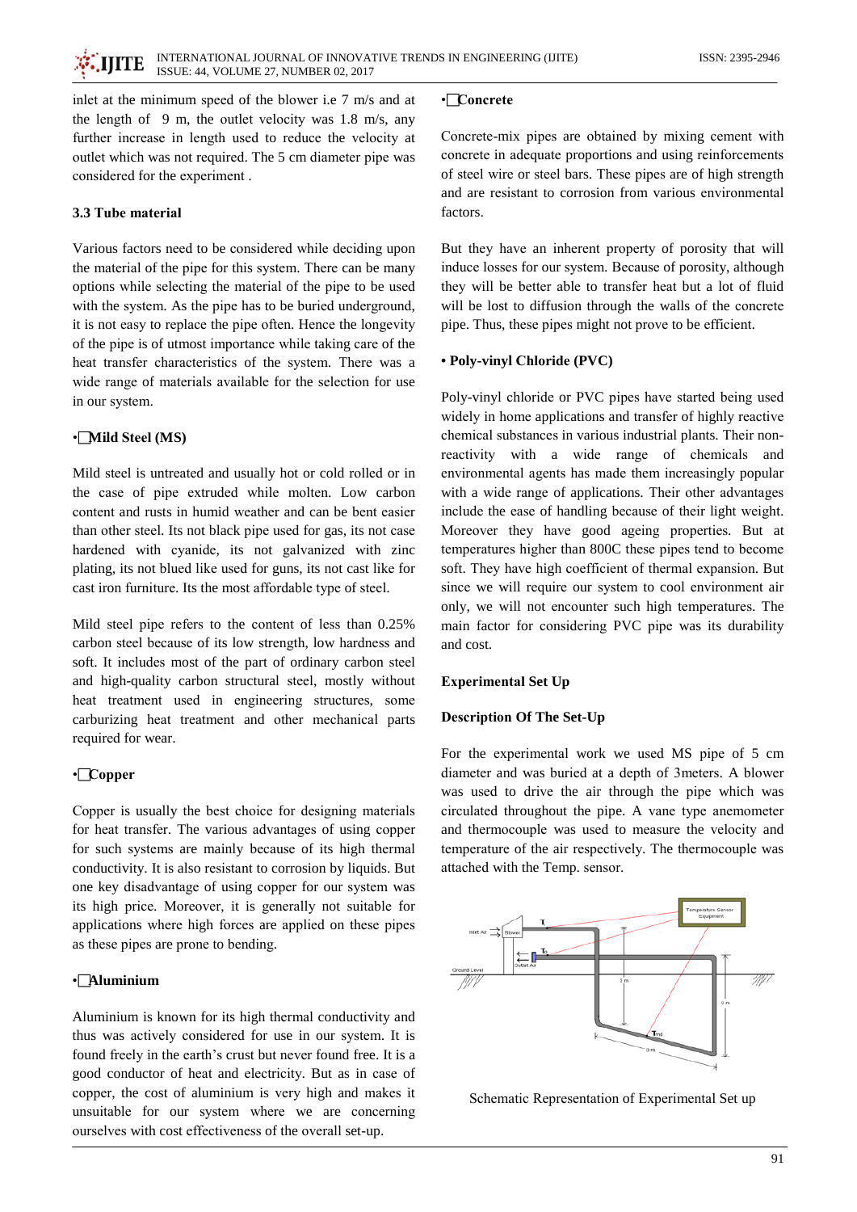inlet at the minimum speed of the blower i.e 7 m/s and at the length of 9 m, the outlet velocity was 1.8 m/s, any further increase in length used to reduce the velocity at outlet which was not required. The 5 cm diameter pipe was considered for the experiment .

### 3.3 Tube material

Various factors need to be considered while deciding upon the material of the pipe for this system. There can be many options while selecting the material of the pipe to be used with the system. As the pipe has to be buried underground, it is not easy to replace the pipe often. Hence the longevity of the pipe is of utmost importance while taking care of the heat transfer characteristics of the system. There was a wide range of materials available for the selection for use in our system.

**• Mild Steel (MS)**

Mild steel is untreated and usually hot or cold rolled or in the case of pipe extruded while molten. Low carbon content and rusts in humid weather and can be bent easier than other steel. Its not black pipe used for gas, its not case hardened with cyanide, its not galvanized with zinc plating, its not blued like used for guns, its not cast like for cast iron furniture. Its the most affordable type of steel.

Mild steel pipe refers to the content of less than 0.25% carbon steel because of its low strength, low hardness and soft. It includes most of the part of ordinary carbon steel and high-quality carbon structural steel, mostly without heat treatment used in engineering structures, some carburizing heat treatment and other mechanical parts required for wear.

**• Copper**

Copper is usually the best choice for designing materials for heat transfer. The various advantages of using copper for such systems are mainly because of its high thermal conductivity. It is also resistant to corrosion by liquids. But one key disadvantage of using copper for our system was its high price. Moreover, it is generally not suitable for applications where high forces are applied on these pipes as these pipes are prone to bending.

**• Aluminium**

Aluminium is known for its high thermal conductivity and thus was actively considered for use in our system. It is found freely in the earth's crust but never found free. It is a good conductor of heat and electricity. But as in case of copper, the cost of aluminium is very high and makes it unsuitable for our system where we are concerning ourselves with cost effectiveness of the overall set-up.

**• Concrete**

Concrete-mix pipes are obtained by mixing cement with concrete in adequate proportions and using reinforcements of steel wire or steel bars. These pipes are of high strength and are resistant to corrosion from various environmental factors.

But they have an inherent property of porosity that will induce losses for our system. Because of porosity, although they will be better able to transfer heat but a lot of fluid will be lost to diffusion through the walls of the concrete pipe. Thus, these pipes might not prove to be efficient.

**• Poly-vinyl Chloride (PVC)**

Poly-vinyl chloride or PVC pipes have started being used widely in home applications and transfer of highly reactive chemical substances in various industrial plants. Their non-reactivity with a wide range of chemicals and environmental agents has made them increasingly popular with a wide range of applications. Their other advantages include the ease of handling because of their light weight. Moreover they have good ageing properties. But at temperatures higher than 800C these pipes tend to become soft. They have high coefficient of thermal expansion. But since we will require our system to cool environment air only, we will not encounter such high temperatures. The main factor for considering PVC pipe was its durability and cost.

### Experimental Set Up

### Description Of The Set-Up

For the experimental work we used MS pipe of 5 cm diameter and was buried at a depth of 3meters. A blower was used to drive the air through the pipe which was circulated throughout the pipe. A vane type anemometer and thermocouple was used to measure the velocity and temperature of the air respectively. The thermocouple was attached with the Temp. sensor.

Schematic Representation of Experimental Set up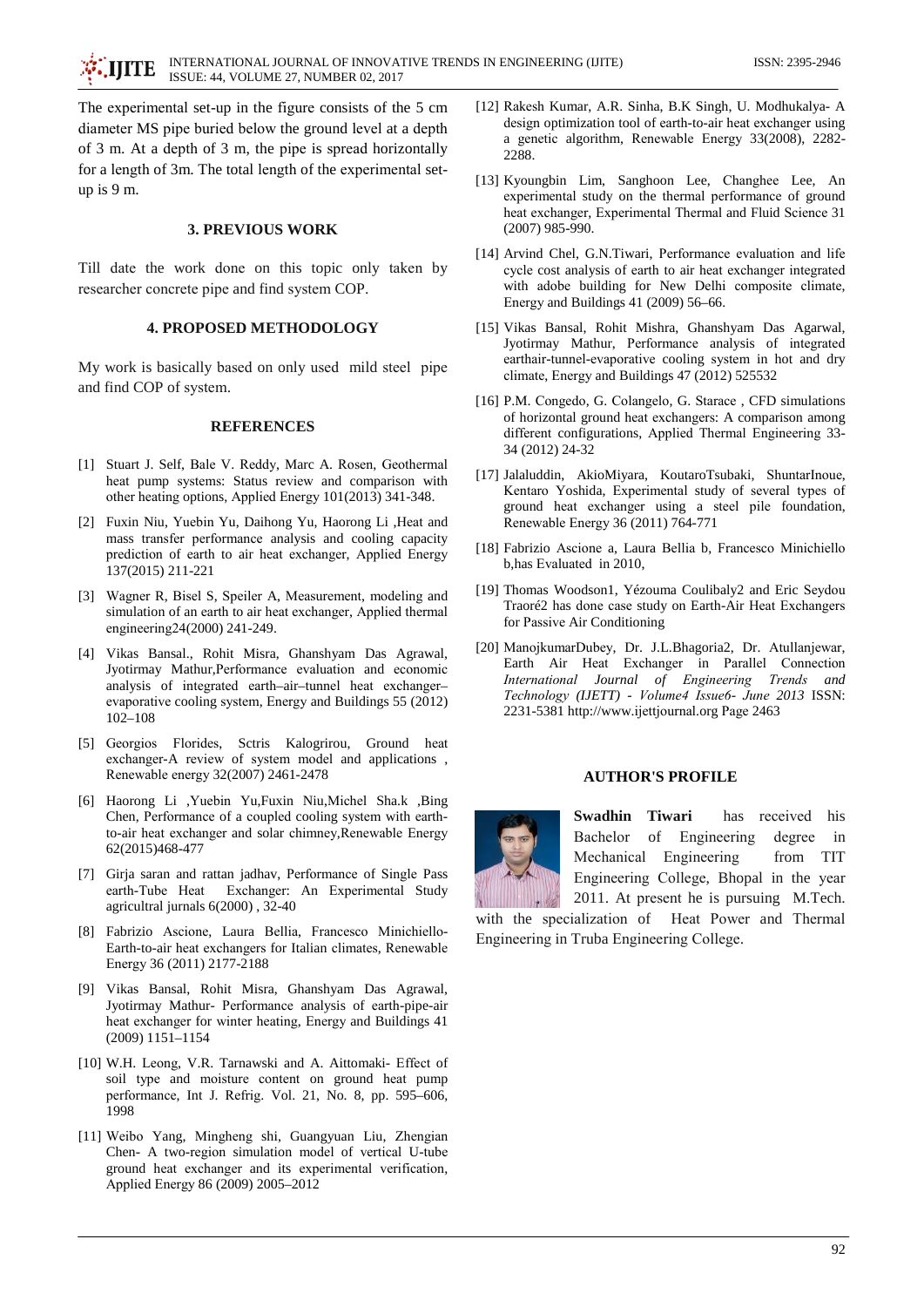The experimental set-up in the figure consists of the 5 cm diameter MS pipe buried below the ground level at a depth of 3 m. At a depth of 3 m, the pipe is spread horizontally for a length of 3m. The total length of the experimental set-up is 9 m.

## 3. PREVIOUS WORK

Till date the work done on this topic only taken by researcher concrete pipe and find system COP.

## 4. PROPOSED METHODOLOGY

My work is basically based on only used mild steel pipe and find COP of system.

## REFERENCES

[1] Stuart J. Self, Bale V. Reddy, Marc A. Rosen, Geothermal heat pump systems: Status review and comparison with other heating options, Applied Energy 101(2013) 341-348.

[2] Fuxin Niu, Yuebin Yu, Daihong Yu, Haorong Li ,Heat and mass transfer performance analysis and cooling capacity prediction of earth to air heat exchanger, Applied Energy 137(2015) 211-221

[3] Wagner R, Bisel S, Speiler A, Measurement, modeling and simulation of an earth to air heat exchanger, Applied thermal engineering24(2000) 241-249.

[4] Vikas Bansal., Rohit Misra, Ghanshyam Das Agrawal, Jyotirmay Mathur,Performance evaluation and economic analysis of integrated earth–air–tunnel heat exchanger–evaporative cooling system, Energy and Buildings 55 (2012) 102–108

[5] Georgios Florides, Sctris Kalogrirou, Ground heat exchanger-A review of system model and applications , Renewable energy 32(2007) 2461-2478

[6] Haorong Li ,Yuebin Yu,Fuxin Niu,Michel Sha.k ,Bing Chen, Performance of a coupled cooling system with earth-to-air heat exchanger and solar chimney,Renewable Energy 62(2015)468-477

[7] Girja saran and rattan jadhav, Performance of Single Pass earth-Tube Heat Exchanger: An Experimental Study agricultral jurnals 6(2000) , 32-40

[8] Fabrizio Ascione, Laura Bellia, Francesco Minichiello- Earth-to-air heat exchangers for Italian climates, Renewable Energy 36 (2011) 2177-2188

[9] Vikas Bansal, Rohit Misra, Ghanshyam Das Agrawal, Jyotirmay Mathur- Performance analysis of earth-pipe-air heat exchanger for winter heating, Energy and Buildings 41 (2009) 1151–1154

[10] W.H. Leong, V.R. Tarnawski and A. Aittomaki- Effect of soil type and moisture content on ground heat pump performance, Int J. Refrig. Vol. 21, No. 8, pp. 595–606, 1998

[11] Weibo Yang, Mingheng shi, Guangyuan Liu, Zhengian Chen- A two-region simulation model of vertical U-tube ground heat exchanger and its experimental verification, Applied Energy 86 (2009) 2005–2012

[12] Rakesh Kumar, A.R. Sinha, B.K Singh, U. Modhukalya- A design optimization tool of earth-to-air heat exchanger using a genetic algorithm, Renewable Energy 33(2008), 2282-2288.

[13] Kyoungbin Lim, Sanghoon Lee, Changhee Lee, An experimental study on the thermal performance of ground heat exchanger, Experimental Thermal and Fluid Science 31 (2007) 985-990.

[14] Arvind Chel, G.N.Tiwari, Performance evaluation and life cycle cost analysis of earth to air heat exchanger integrated with adobe building for New Delhi composite climate, Energy and Buildings 41 (2009) 56–66.

[15] Vikas Bansal, Rohit Mishra, Ghanshyam Das Agarwal, Jyotirmay Mathur, Performance analysis of integrated earthair-tunnel-evaporative cooling system in hot and dry climate, Energy and Buildings 47 (2012) 525532

[16] P.M. Congedo, G. Colangelo, G. Starace , CFD simulations of horizontal ground heat exchangers: A comparison among different configurations, Applied Thermal Engineering 33-34 (2012) 24-32

[17] Jalaluddin, AkioMiyara, KoutaroTsubaki, ShuntarInoue, Kentaro Yoshida, Experimental study of several types of ground heat exchanger using a steel pile foundation, Renewable Energy 36 (2011) 764-771

[18] Fabrizio Ascione a, Laura Bellia b, Francesco Minichiello b,has Evaluated in 2010,

[19] Thomas Woodson1, Yézouma Coulibaly2 and Eric Seydou Traoré2 has done case study on Earth-Air Heat Exchangers for Passive Air Conditioning

[20] ManojkumarDubey, Dr. J.L.Bhagoria2, Dr. Atullanjewar, Earth Air Heat Exchanger in Parallel Connection *International Journal of Engineering Trends and Technology (IJETT) - Volume4 Issue6- June 2013* ISSN: 2231-5381 http://www.ijettjournal.org Page 2463

## AUTHOR'S PROFILE

**Swadhin Tiwari** has received his Bachelor of Engineering degree in Mechanical Engineering from TIT Engineering College, Bhopal in the year 2011. At present he is pursuing M.Tech. with the specialization of Heat Power and Thermal Engineering in Truba Engineering College.